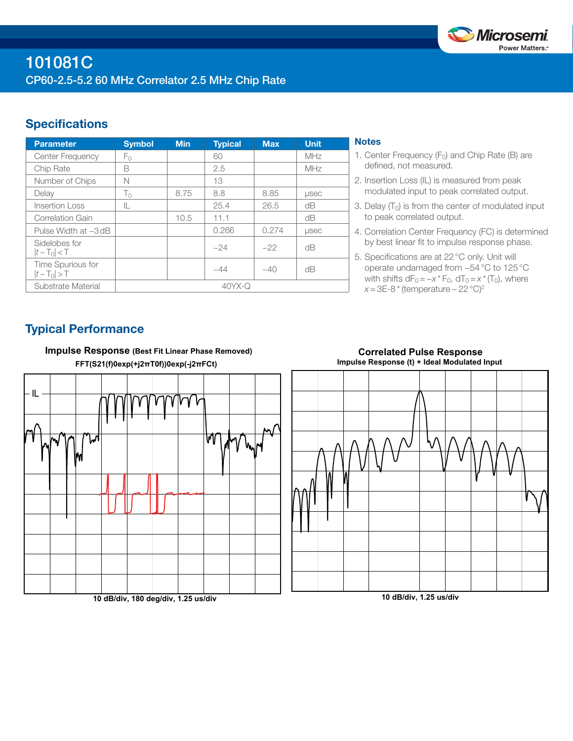# 101081C

## CP60-2.5-5.2 60 MHz Correlator 2.5 MHz Chip Rate

## Specifications

| Parameter | Symbol | Min | Typical | Max | Unit |
|---|---|---|---|---|---|
| Center Frequency | $F_0$ | | 60 | | MHz |
| Chip Rate | B | | 2.5 | | MHz |
| Number of Chips | N | | 13 | | |
| Delay | $T_0$ | 8.75 | 8.8 | 8.85 | µsec |
| Insertion Loss | IL | | 25.4 | 26.5 | dB |
| Correlation Gain | | 10.5 | 11.1 | | dB |
| Pulse Width at −3 dB | | | 0.266 | 0.274 | µsec |
| Sidelobes for $\lvert t - T_0 \rvert < T$ | | | −24 | −22 | dB |
| Time Spurious for $\lvert t - T_0 \rvert > T$ | | | −44 | −40 | dB |
| Substrate Material | 40YX-Q | | | | |

### Notes

1. Center Frequency ($F_0$) and Chip Rate (B) are defined, not measured.
2. Insertion Loss (IL) is measured from peak modulated input to peak correlated output.
3. Delay ($T_0$) is from the center of modulated input to peak correlated output.
4. Correlation Center Frequency (FC) is determined by best linear fit to impulse response phase.
5. Specifications are at 22 °C only. Unit will operate undamaged from −54 °C to 125 °C with shifts $dF_0 = -x * F_0$, $dT_0 = x * (T_0)$, where $x = 3\text{E-}8 * (\text{temperature} - 22\,°\text{C})^2$

## Typical Performance

**Impulse Response** (Best Fit Linear Phase Removed)

FFT(S21(f)0exp(+j2πT0f))0exp(-j2πFCt)

IL

10 dB/div, 180 deg/div, 1.25 us/div

**Correlated Pulse Response**

Impulse Response (t) ∗ Ideal Modulated Input

10 dB/div, 1.25 us/div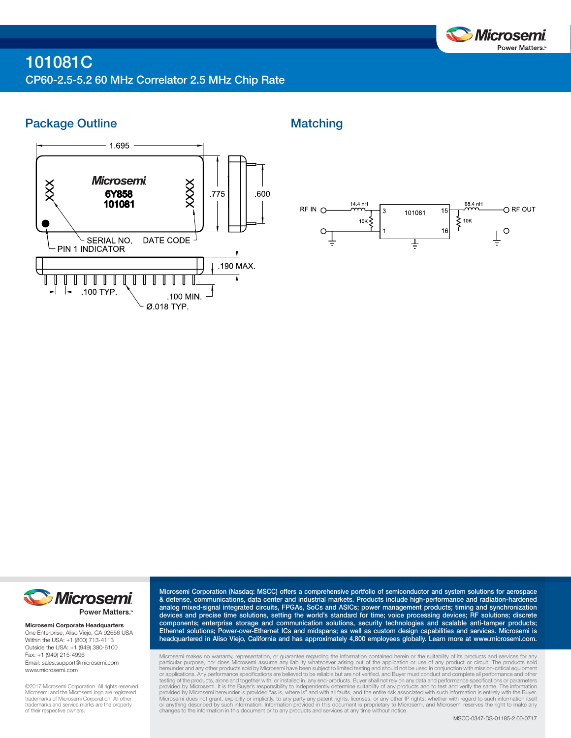# 101081C

CP60-2.5-5.2 60 MHz Correlator 2.5 MHz Chip Rate

## Package Outline

1.695

Microsemi
6Y858
101081

XXX

XXXX

.775

.600

SERIAL NO.

DATE CODE

PIN 1 INDICATOR

.190 MAX.

.100 TYP.

.100 MIN.

Ø.018 TYP.

## Matching

RF IN

14.4 nH

10K

3

101081

15

68.4 nH

10K

RF OUT

1

16

---

**Microsemi Corporate Headquarters**
One Enterprise, Aliso Viejo, CA 92656 USA
Within the USA: +1 (800) 713-4113
Outside the USA: +1 (949) 380-6100
Fax: +1 (949) 215-4996
Email: sales.support@microsemi.com
www.microsemi.com

©2017 Microsemi Corporation. All rights reserved. Microsemi and the Microsemi logo are registered trademarks of Microsemi Corporation. All other trademarks and service marks are the property of their respective owners.

Microsemi Corporation (Nasdaq: MSCC) offers a comprehensive portfolio of semiconductor and system solutions for aerospace & defense, communications, data center and industrial markets. Products include high-performance and radiation-hardened analog mixed-signal integrated circuits, FPGAs, SoCs and ASICs; power management products; timing and synchronization devices and precise time solutions, setting the world's standard for time; voice processing devices; RF solutions; discrete components; enterprise storage and communication solutions, security technologies and scalable anti-tamper products; Ethernet solutions; Power-over-Ethernet ICs and midspans; as well as custom design capabilities and services. Microsemi is headquartered in Aliso Viejo, California and has approximately 4,800 employees globally. Learn more at www.microsemi.com.

Microsemi makes no warranty, representation, or guarantee regarding the information contained herein or the suitability of its products and services for any particular purpose, nor does Microsemi assume any liability whatsoever arising out of the application or use of any product or circuit. The products sold hereunder and any other products sold by Microsemi have been subject to limited testing and should not be used in conjunction with mission-critical equipment or applications. Any performance specifications are believed to be reliable but are not verified, and Buyer must conduct and complete all performance and other testing of the products, alone and together with, or installed in, any end-products. Buyer shall not rely on any data and performance specifications or parameters provided by Microsemi. It is the Buyer's responsibility to independently determine suitability of any products and to test and verify the same. The information provided by Microsemi hereunder is provided "as is, where is" and with all faults, and the entire risk associated with such information is entirely with the Buyer. Microsemi does not grant, explicitly or implicitly, to any party any patent rights, licenses, or any other IP rights, whether with regard to such information itself or anything described by such information. Information provided in this document is proprietary to Microsemi, and Microsemi reserves the right to make any changes to the information in this document or to any products and services at any time without notice.

MSCC-0347-DS-01185-2.00-0717